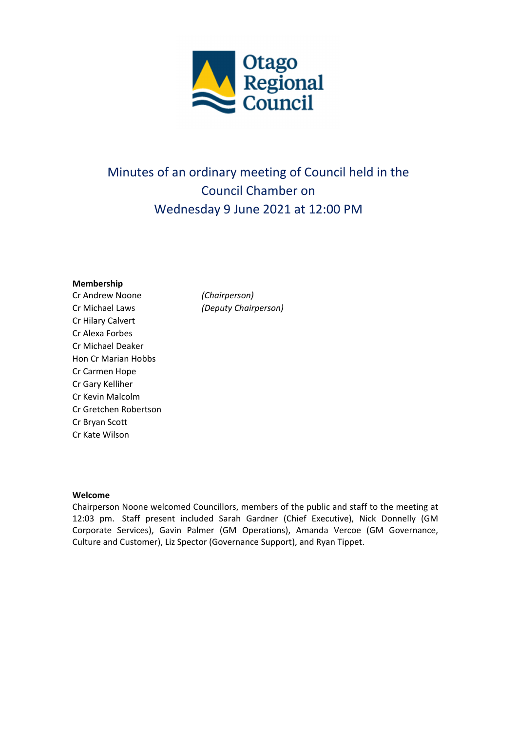# Minutes of an ordinary meeting of Council held in the Council Chamber on Wednesday 9 June 2021 at 12:00 PM

**Membership**

| | |
|---|---|
| Cr Andrew Noone | *(Chairperson)* |
| Cr Michael Laws | *(Deputy Chairperson)* |
| Cr Hilary Calvert | |
| Cr Alexa Forbes | |
| Cr Michael Deaker | |
| Hon Cr Marian Hobbs | |
| Cr Carmen Hope | |
| Cr Gary Kelliher | |
| Cr Kevin Malcolm | |
| Cr Gretchen Robertson | |
| Cr Bryan Scott | |
| Cr Kate Wilson | |

**Welcome**

Chairperson Noone welcomed Councillors, members of the public and staff to the meeting at 12:03 pm. Staff present included Sarah Gardner (Chief Executive), Nick Donnelly (GM Corporate Services), Gavin Palmer (GM Operations), Amanda Vercoe (GM Governance, Culture and Customer), Liz Spector (Governance Support), and Ryan Tippet.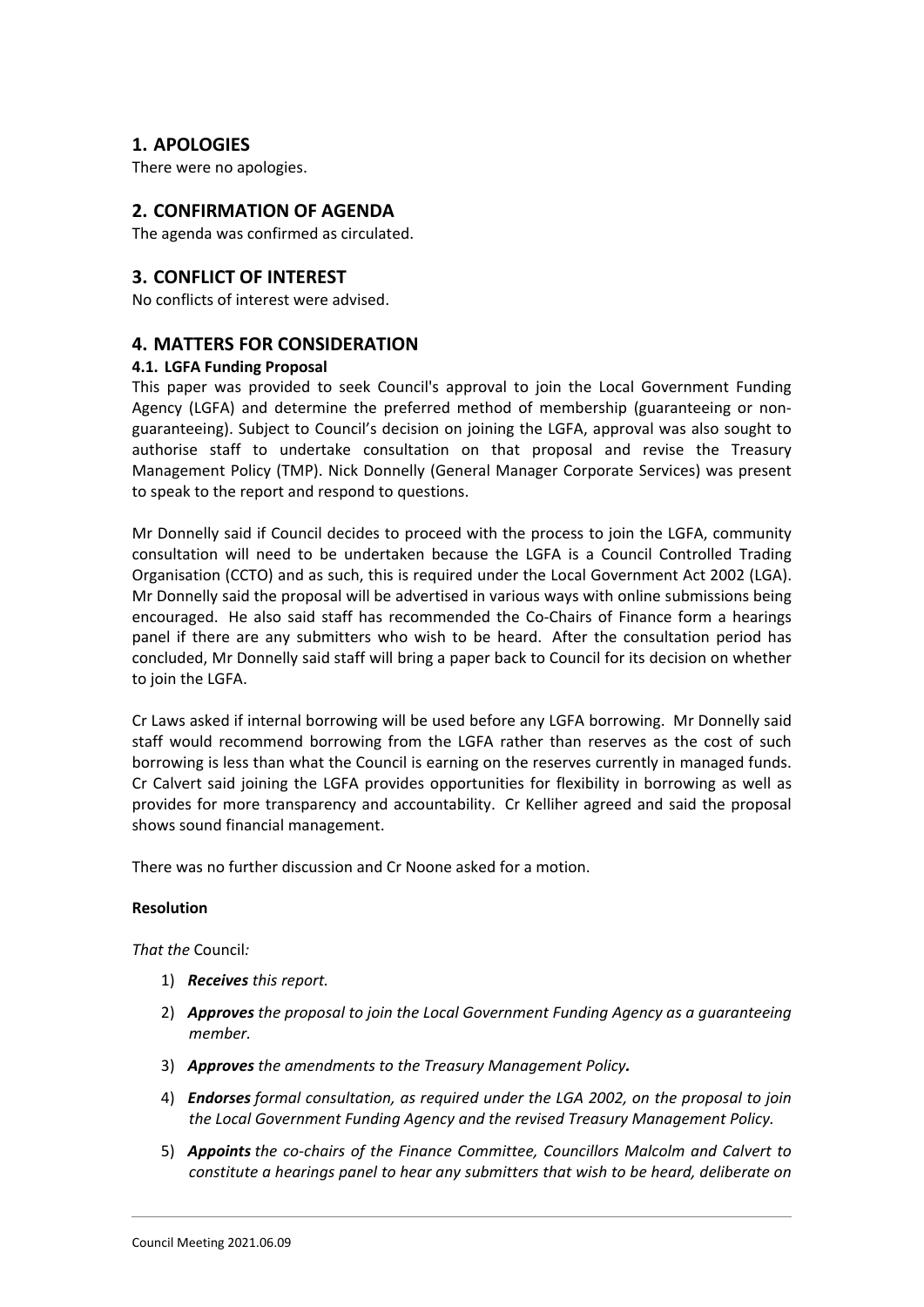## 1. APOLOGIES

There were no apologies.

## 2. CONFIRMATION OF AGENDA

The agenda was confirmed as circulated.

## 3. CONFLICT OF INTEREST

No conflicts of interest were advised.

## 4. MATTERS FOR CONSIDERATION

### 4.1. LGFA Funding Proposal

This paper was provided to seek Council's approval to join the Local Government Funding Agency (LGFA) and determine the preferred method of membership (guaranteeing or non-guaranteeing). Subject to Council's decision on joining the LGFA, approval was also sought to authorise staff to undertake consultation on that proposal and revise the Treasury Management Policy (TMP). Nick Donnelly (General Manager Corporate Services) was present to speak to the report and respond to questions.

Mr Donnelly said if Council decides to proceed with the process to join the LGFA, community consultation will need to be undertaken because the LGFA is a Council Controlled Trading Organisation (CCTO) and as such, this is required under the Local Government Act 2002 (LGA). Mr Donnelly said the proposal will be advertised in various ways with online submissions being encouraged. He also said staff has recommended the Co-Chairs of Finance form a hearings panel if there are any submitters who wish to be heard. After the consultation period has concluded, Mr Donnelly said staff will bring a paper back to Council for its decision on whether to join the LGFA.

Cr Laws asked if internal borrowing will be used before any LGFA borrowing. Mr Donnelly said staff would recommend borrowing from the LGFA rather than reserves as the cost of such borrowing is less than what the Council is earning on the reserves currently in managed funds. Cr Calvert said joining the LGFA provides opportunities for flexibility in borrowing as well as provides for more transparency and accountability. Cr Kelliher agreed and said the proposal shows sound financial management.

There was no further discussion and Cr Noone asked for a motion.

**Resolution**

*That the* Council*:*

1) ***Receives*** *this report.*
2) ***Approves*** *the proposal to join the Local Government Funding Agency as a guaranteeing member.*
3) ***Approves*** *the amendments to the Treasury Management Policy.*
4) ***Endorses*** *formal consultation, as required under the LGA 2002, on the proposal to join the Local Government Funding Agency and the revised Treasury Management Policy.*
5) ***Appoints*** *the co-chairs of the Finance Committee, Councillors Malcolm and Calvert to constitute a hearings panel to hear any submitters that wish to be heard, deliberate on*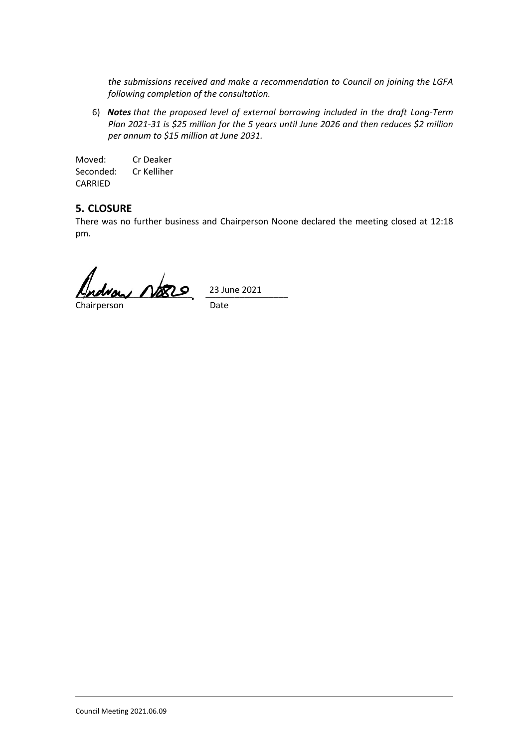*the submissions received and make a recommendation to Council on joining the LGFA following completion of the consultation.*

6) ***Notes*** *that the proposed level of external borrowing included in the draft Long-Term Plan 2021-31 is $25 million for the 5 years until June 2026 and then reduces $2 million per annum to $15 million at June 2031.*

Moved: Cr Deaker
Seconded: Cr Kelliher
CARRIED

## 5. CLOSURE

There was no further business and Chairperson Noone declared the meeting closed at 12:18 pm.

Chairperson

23 June 2021
Date